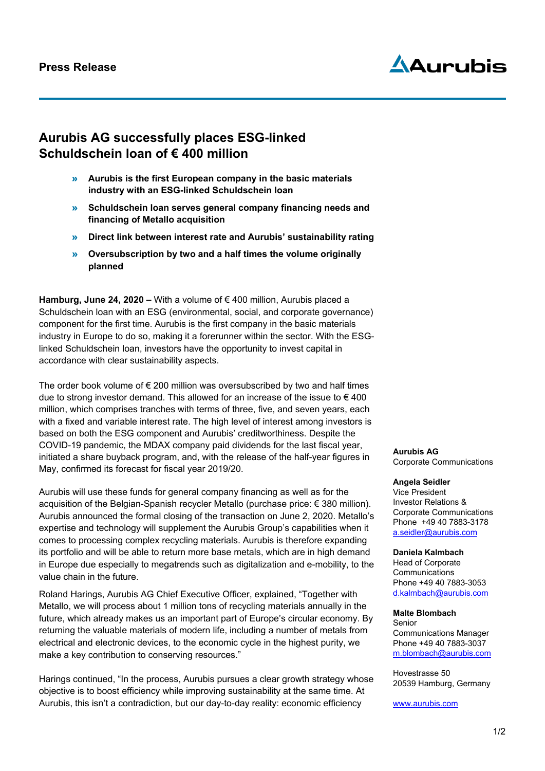**Press Release**

Aurubis

# Aurubis AG successfully places ESG-linked Schuldschein loan of € 400 million

- **Aurubis is the first European company in the basic materials industry with an ESG-linked Schuldschein loan**
- **Schuldschein loan serves general company financing needs and financing of Metallo acquisition**
- **Direct link between interest rate and Aurubis' sustainability rating**
- **Oversubscription by two and a half times the volume originally planned**

**Hamburg, June 24, 2020 –** With a volume of € 400 million, Aurubis placed a Schuldschein loan with an ESG (environmental, social, and corporate governance) component for the first time. Aurubis is the first company in the basic materials industry in Europe to do so, making it a forerunner within the sector. With the ESG-linked Schuldschein loan, investors have the opportunity to invest capital in accordance with clear sustainability aspects.

The order book volume of € 200 million was oversubscribed by two and half times due to strong investor demand. This allowed for an increase of the issue to € 400 million, which comprises tranches with terms of three, five, and seven years, each with a fixed and variable interest rate. The high level of interest among investors is based on both the ESG component and Aurubis' creditworthiness. Despite the COVID-19 pandemic, the MDAX company paid dividends for the last fiscal year, initiated a share buyback program, and, with the release of the half-year figures in May, confirmed its forecast for fiscal year 2019/20.

Aurubis will use these funds for general company financing as well as for the acquisition of the Belgian-Spanish recycler Metallo (purchase price: € 380 million). Aurubis announced the formal closing of the transaction on June 2, 2020. Metallo's expertise and technology will supplement the Aurubis Group's capabilities when it comes to processing complex recycling materials. Aurubis is therefore expanding its portfolio and will be able to return more base metals, which are in high demand in Europe due especially to megatrends such as digitalization and e-mobility, to the value chain in the future.

Roland Harings, Aurubis AG Chief Executive Officer, explained, "Together with Metallo, we will process about 1 million tons of recycling materials annually in the future, which already makes us an important part of Europe's circular economy. By returning the valuable materials of modern life, including a number of metals from electrical and electronic devices, to the economic cycle in the highest purity, we make a key contribution to conserving resources."

Harings continued, "In the process, Aurubis pursues a clear growth strategy whose objective is to boost efficiency while improving sustainability at the same time. At Aurubis, this isn't a contradiction, but our day-to-day reality: economic efficiency

**Aurubis AG**
Corporate Communications

**Angela Seidler**
Vice President
Investor Relations &
Corporate Communications
Phone +49 40 7883-3178
a.seidler@aurubis.com

**Daniela Kalmbach**
Head of Corporate
Communications
Phone +49 40 7883-3053
d.kalmbach@aurubis.com

**Malte Blombach**
Senior
Communications Manager
Phone +49 40 7883-3037
m.blombach@aurubis.com

Hovestrasse 50
20539 Hamburg, Germany

www.aurubis.com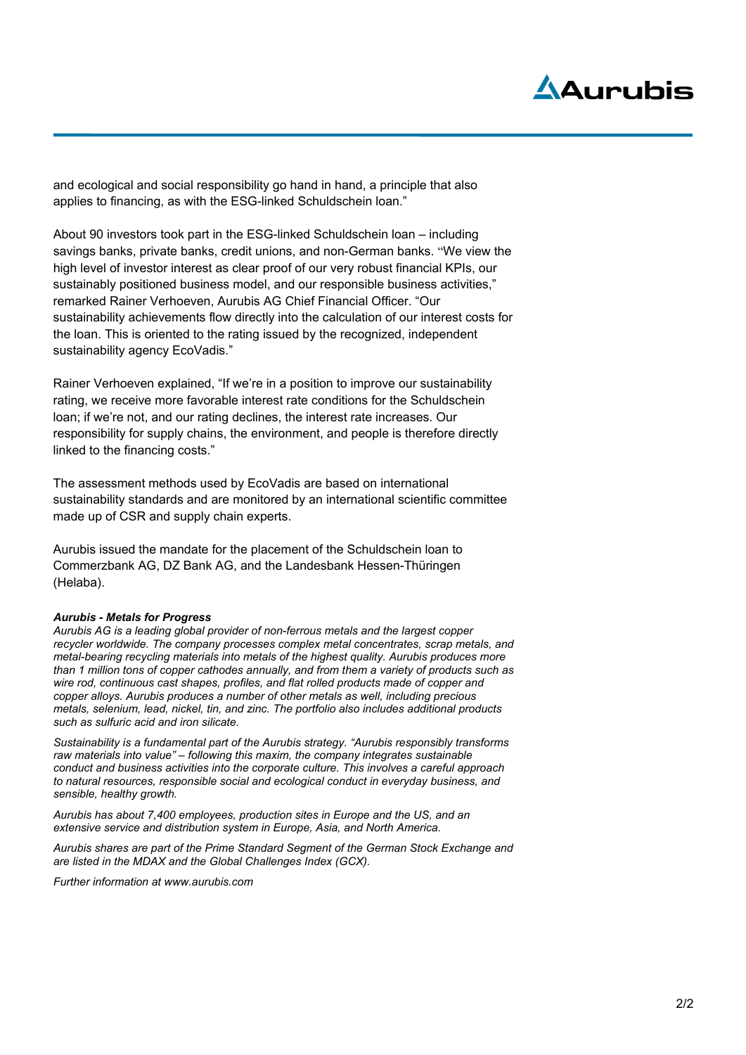and ecological and social responsibility go hand in hand, a principle that also applies to financing, as with the ESG-linked Schuldschein loan."

About 90 investors took part in the ESG-linked Schuldschein loan – including savings banks, private banks, credit unions, and non-German banks. "We view the high level of investor interest as clear proof of our very robust financial KPIs, our sustainably positioned business model, and our responsible business activities," remarked Rainer Verhoeven, Aurubis AG Chief Financial Officer. "Our sustainability achievements flow directly into the calculation of our interest costs for the loan. This is oriented to the rating issued by the recognized, independent sustainability agency EcoVadis."

Rainer Verhoeven explained, "If we're in a position to improve our sustainability rating, we receive more favorable interest rate conditions for the Schuldschein loan; if we're not, and our rating declines, the interest rate increases. Our responsibility for supply chains, the environment, and people is therefore directly linked to the financing costs."

The assessment methods used by EcoVadis are based on international sustainability standards and are monitored by an international scientific committee made up of CSR and supply chain experts.

Aurubis issued the mandate for the placement of the Schuldschein loan to Commerzbank AG, DZ Bank AG, and the Landesbank Hessen-Thüringen (Helaba).

***Aurubis - Metals for Progress***

*Aurubis AG is a leading global provider of non-ferrous metals and the largest copper recycler worldwide. The company processes complex metal concentrates, scrap metals, and metal-bearing recycling materials into metals of the highest quality. Aurubis produces more than 1 million tons of copper cathodes annually, and from them a variety of products such as wire rod, continuous cast shapes, profiles, and flat rolled products made of copper and copper alloys. Aurubis produces a number of other metals as well, including precious metals, selenium, lead, nickel, tin, and zinc. The portfolio also includes additional products such as sulfuric acid and iron silicate.*

*Sustainability is a fundamental part of the Aurubis strategy. "Aurubis responsibly transforms raw materials into value" – following this maxim, the company integrates sustainable conduct and business activities into the corporate culture. This involves a careful approach to natural resources, responsible social and ecological conduct in everyday business, and sensible, healthy growth.*

*Aurubis has about 7,400 employees, production sites in Europe and the US, and an extensive service and distribution system in Europe, Asia, and North America.*

*Aurubis shares are part of the Prime Standard Segment of the German Stock Exchange and are listed in the MDAX and the Global Challenges Index (GCX).*

*Further information at www.aurubis.com*